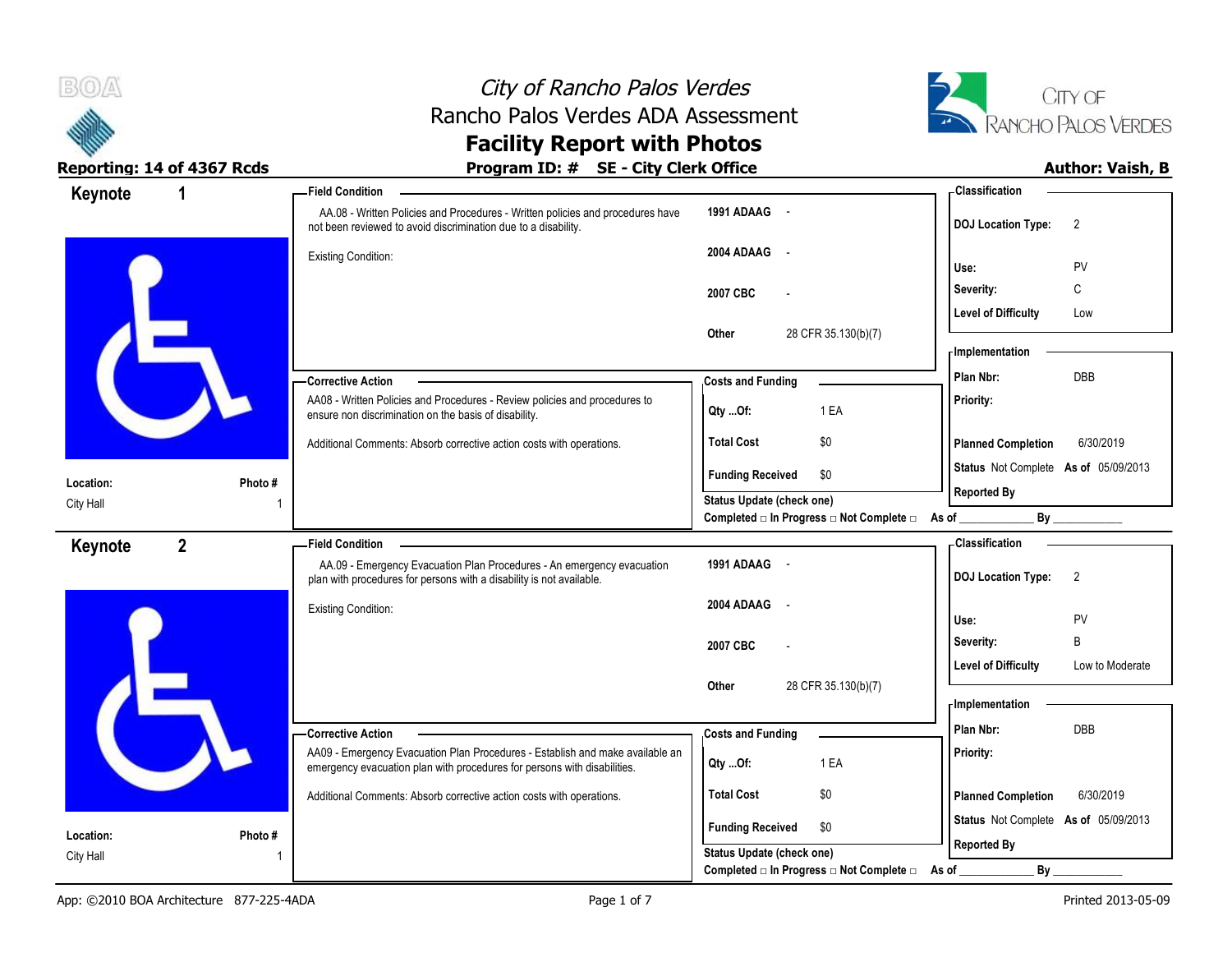# City of Rancho Palos Verdes

## Rancho Palos Verdes ADA Assessment

## Facility Report with Photos

**Reporting: 14 of 4367 Rcds** | **Program ID: # SE - City Clerk Office** | **Author: Vaish, B**

---

## Keynote 1

**Location:** City Hall
**Photo #** 1

### Field Condition

AA.08 - Written Policies and Procedures - Written policies and procedures have not been reviewed to avoid discrimination due to a disability.

Existing Condition:

| | |
|---|---|
| **1991 ADAAG** | - |
| **2004 ADAAG** | - |
| **2007 CBC** | - |
| **Other** | 28 CFR 35.130(b)(7) |

### Classification

| | |
|---|---|
| **DOJ Location Type:** | 2 |
| **Use:** | PV |
| **Severity:** | C |
| **Level of Difficulty** | Low |

### Corrective Action

AA08 - Written Policies and Procedures - Review policies and procedures to ensure non discrimination on the basis of disability.

Additional Comments: Absorb corrective action costs with operations.

### Costs and Funding

| | |
|---|---|
| **Qty ...Of:** | 1 EA |
| **Total Cost** | $0 |
| **Funding Received** | $0 |

**Status Update (check one)**
Completed □ In Progress □ Not Complete □ As of ____________ By ____________

### Implementation

| | |
|---|---|
| **Plan Nbr:** | DBB |
| **Priority:** | |
| **Planned Completion** | 6/30/2019 |
| **Status** | Not Complete **As of** 05/09/2013 |
| **Reported By** | |

---

## Keynote 2

**Location:** City Hall
**Photo #** 1

### Field Condition

AA.09 - Emergency Evacuation Plan Procedures - An emergency evacuation plan with procedures for persons with a disability is not available.

Existing Condition:

| | |
|---|---|
| **1991 ADAAG** | - |
| **2004 ADAAG** | - |
| **2007 CBC** | - |
| **Other** | 28 CFR 35.130(b)(7) |

### Classification

| | |
|---|---|
| **DOJ Location Type:** | 2 |
| **Use:** | PV |
| **Severity:** | B |
| **Level of Difficulty** | Low to Moderate |

### Corrective Action

AA09 - Emergency Evacuation Plan Procedures - Establish and make available an emergency evacuation plan with procedures for persons with disabilities.

Additional Comments: Absorb corrective action costs with operations.

### Costs and Funding

| | |
|---|---|
| **Qty ...Of:** | 1 EA |
| **Total Cost** | $0 |
| **Funding Received** | $0 |

**Status Update (check one)**
Completed □ In Progress □ Not Complete □ As of ____________ By ____________

### Implementation

| | |
|---|---|
| **Plan Nbr:** | DBB |
| **Priority:** | |
| **Planned Completion** | 6/30/2019 |
| **Status** | Not Complete **As of** 05/09/2013 |
| **Reported By** | |

---

App: ©2010 BOA Architecture 877-225-4ADA | Printed 2013-05-09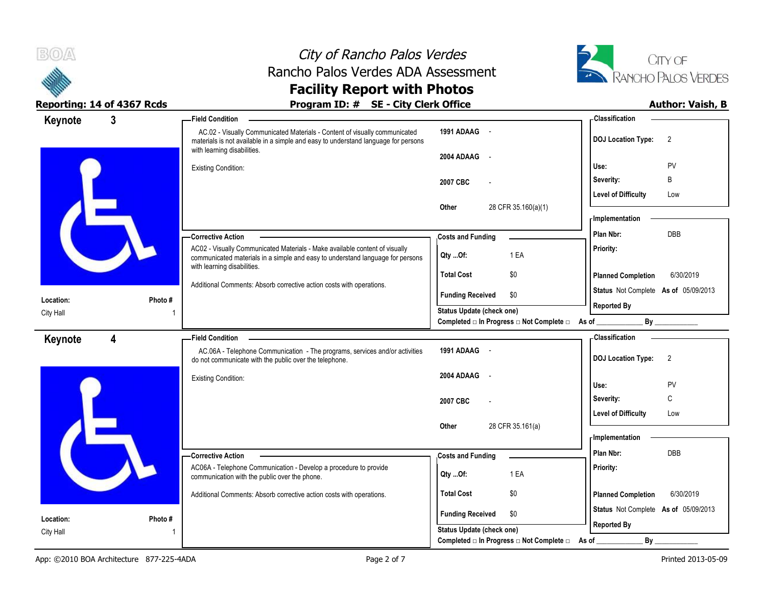# City of Rancho Palos Verdes
## Rancho Palos Verdes ADA Assessment
## Facility Report with Photos

**Reporting: 14 of 4367 Rcds** | **Program ID: # SE - City Clerk Office** | **Author: Vaish, B**

---

## Keynote 3

**Location:** City Hall
**Photo #:** 1

**Field Condition**

AC.02 - Visually Communicated Materials - Content of visually communicated materials is not available in a simple and easy to understand language for persons with learning disabilities.

Existing Condition:

| | |
|---|---|
| 1991 ADAAG | - |
| 2004 ADAAG | - |
| 2007 CBC | - |
| Other | 28 CFR 35.160(a)(1) |

**Classification**

| | |
|---|---|
| DOJ Location Type: | 2 |
| Use: | PV |
| Severity: | B |
| Level of Difficulty | Low |

**Corrective Action**

AC02 - Visually Communicated Materials - Make available content of visually communicated materials in a simple and easy to understand language for persons with learning disabilities.

Additional Comments: Absorb corrective action costs with operations.

**Costs and Funding**

| | |
|---|---|
| Qty ...Of: | 1 EA |
| Total Cost | $0 |
| Funding Received | $0 |

**Implementation**

| | |
|---|---|
| Plan Nbr: | DBB |
| Priority: | |
| Planned Completion | 6/30/2019 |
| Status | Not Complete As of 05/09/2013 |
| Reported By | |

Status Update (check one)
Completed □ In Progress □ Not Complete □ As of ____________ By ____________

---

## Keynote 4

**Location:** City Hall
**Photo #:** 1

**Field Condition**

AC.06A - Telephone Communication - The programs, services and/or activities do not communicate with the public over the telephone.

Existing Condition:

| | |
|---|---|
| 1991 ADAAG | - |
| 2004 ADAAG | - |
| 2007 CBC | - |
| Other | 28 CFR 35.161(a) |

**Classification**

| | |
|---|---|
| DOJ Location Type: | 2 |
| Use: | PV |
| Severity: | C |
| Level of Difficulty | Low |

**Corrective Action**

AC06A - Telephone Communication - Develop a procedure to provide communication with the public over the phone.

Additional Comments: Absorb corrective action costs with operations.

**Costs and Funding**

| | |
|---|---|
| Qty ...Of: | 1 EA |
| Total Cost | $0 |
| Funding Received | $0 |

**Implementation**

| | |
|---|---|
| Plan Nbr: | DBB |
| Priority: | |
| Planned Completion | 6/30/2019 |
| Status | Not Complete As of 05/09/2013 |
| Reported By | |

Status Update (check one)
Completed □ In Progress □ Not Complete □ As of ____________ By ____________

---

App: ©2010 BOA Architecture 877-225-4ADA | Printed 2013-05-09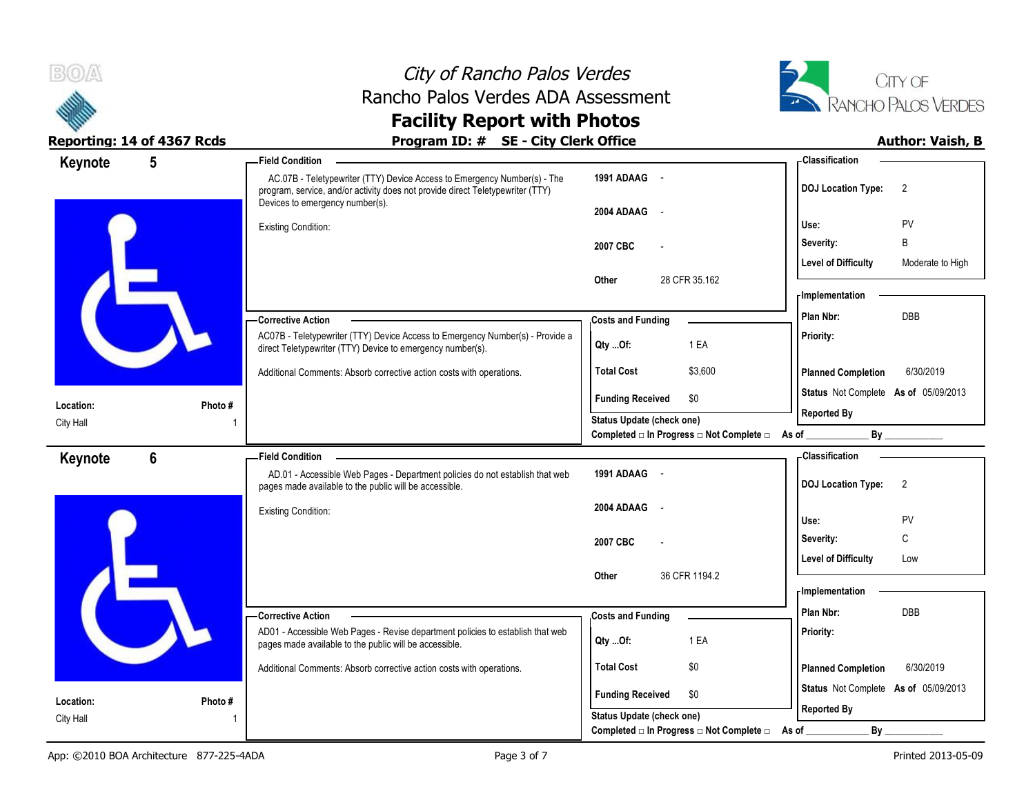# City of Rancho Palos Verdes
## Rancho Palos Verdes ADA Assessment
## Facility Report with Photos

**Reporting: 14 of 4367 Rcds** | **Program ID: # SE - City Clerk Office** | **Author: Vaish, B**

---

## Keynote 5

**Location:** City Hall
**Photo #** 1

**Field Condition**

AC.07B - Teletypewriter (TTY) Device Access to Emergency Number(s) - The program, service, and/or activity does not provide direct Teletypewriter (TTY) Devices to emergency number(s).

Existing Condition:

| | |
|---|---|
| 1991 ADAAG | - |
| 2004 ADAAG | - |
| 2007 CBC | - |
| Other | 28 CFR 35.162 |

**Classification**

| | |
|---|---|
| DOJ Location Type: | 2 |
| Use: | PV |
| Severity: | B |
| Level of Difficulty | Moderate to High |

**Corrective Action**

AC07B - Teletypewriter (TTY) Device Access to Emergency Number(s) - Provide a direct Teletypewriter (TTY) Device to emergency number(s).

Additional Comments: Absorb corrective action costs with operations.

**Costs and Funding**

| | |
|---|---|
| Qty ...Of: | 1 EA |
| Total Cost | $3,600 |
| Funding Received | $0 |

**Implementation**

| | |
|---|---|
| Plan Nbr: | DBB |
| Priority: | |
| Planned Completion | 6/30/2019 |
| Status | Not Complete As of 05/09/2013 |
| Reported By | |

Status Update (check one)
Completed □ In Progress □ Not Complete □ As of ____________ By ____________

---

## Keynote 6

**Location:** City Hall
**Photo #** 1

**Field Condition**

AD.01 - Accessible Web Pages - Department policies do not establish that web pages made available to the public will be accessible.

Existing Condition:

| | |
|---|---|
| 1991 ADAAG | - |
| 2004 ADAAG | - |
| 2007 CBC | - |
| Other | 36 CFR 1194.2 |

**Classification**

| | |
|---|---|
| DOJ Location Type: | 2 |
| Use: | PV |
| Severity: | C |
| Level of Difficulty | Low |

**Corrective Action**

AD01 - Accessible Web Pages - Revise department policies to establish that web pages made available to the public will be accessible.

Additional Comments: Absorb corrective action costs with operations.

**Costs and Funding**

| | |
|---|---|
| Qty ...Of: | 1 EA |
| Total Cost | $0 |
| Funding Received | $0 |

**Implementation**

| | |
|---|---|
| Plan Nbr: | DBB |
| Priority: | |
| Planned Completion | 6/30/2019 |
| Status | Not Complete As of 05/09/2013 |
| Reported By | |

Status Update (check one)
Completed □ In Progress □ Not Complete □ As of ____________ By ____________

---

App: ©2010 BOA Architecture 877-225-4ADA | Printed 2013-05-09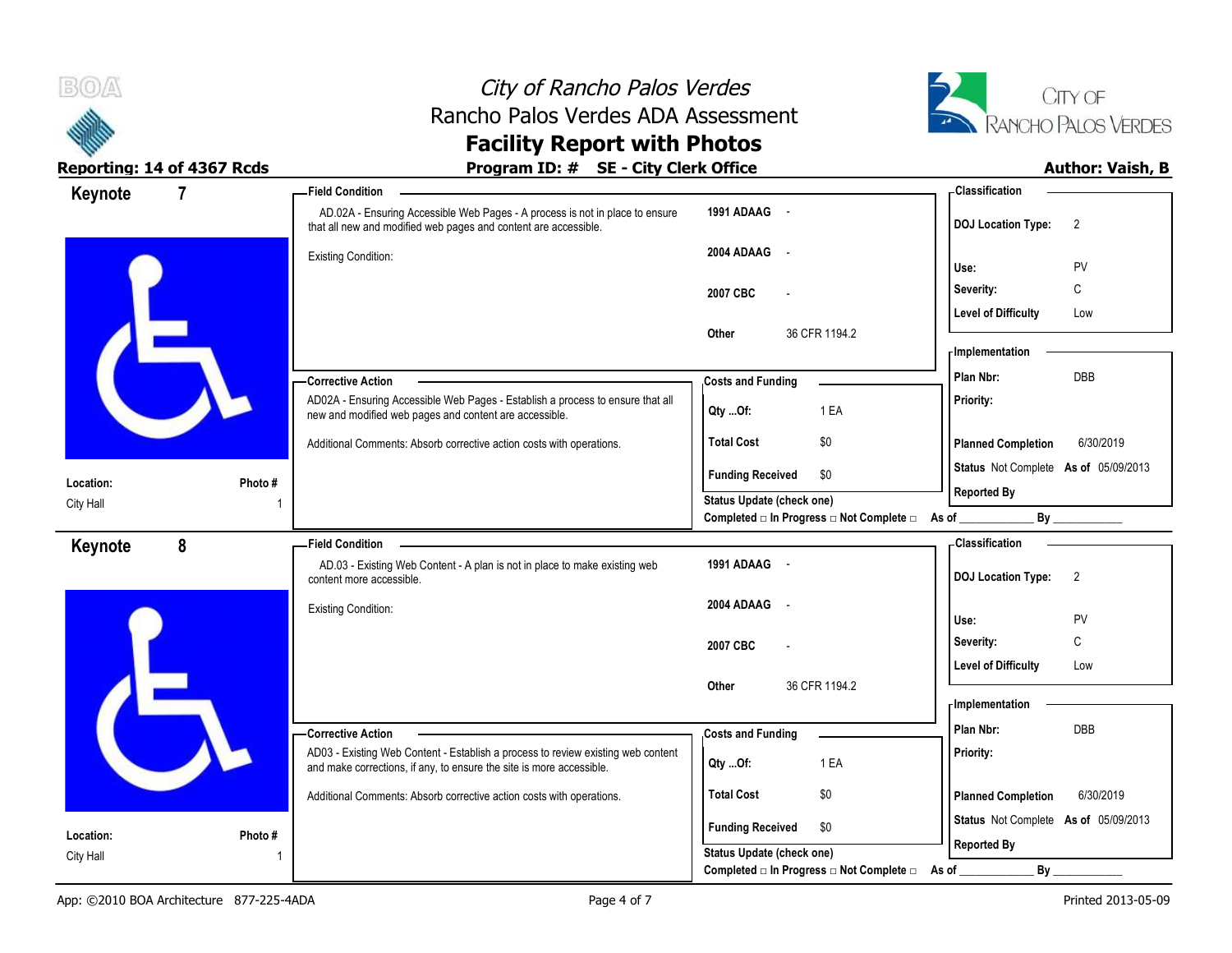# City of Rancho Palos Verdes
## Rancho Palos Verdes ADA Assessment
## Facility Report with Photos

**Reporting: 14 of 4367 Rcds** | **Program ID: # SE - City Clerk Office** | **Author: Vaish, B**

---

## Keynote 7

**Location:** City Hall
**Photo #:** 1

**Field Condition**

AD.02A - Ensuring Accessible Web Pages - A process is not in place to ensure that all new and modified web pages and content are accessible.

Existing Condition:

| | |
|---|---|
| 1991 ADAAG | - |
| 2004 ADAAG | - |
| 2007 CBC | - |
| Other | 36 CFR 1194.2 |

**Corrective Action**

AD02A - Ensuring Accessible Web Pages - Establish a process to ensure that all new and modified web pages and content are accessible.

Additional Comments: Absorb corrective action costs with operations.

**Costs and Funding**

| | |
|---|---|
| Qty ...Of: | 1 EA |
| Total Cost | $0 |
| Funding Received | $0 |

Status Update (check one)
Completed □ In Progress □ Not Complete □ As of ____________ By ____________

**Classification**

| | |
|---|---|
| DOJ Location Type: | 2 |
| Use: | PV |
| Severity: | C |
| Level of Difficulty | Low |

**Implementation**

| | |
|---|---|
| Plan Nbr: | DBB |
| Priority: | |
| Planned Completion | 6/30/2019 |
| Status | Not Complete **As of** 05/09/2013 |
| Reported By | |

---

## Keynote 8

**Location:** City Hall
**Photo #:** 1

**Field Condition**

AD.03 - Existing Web Content - A plan is not in place to make existing web content more accessible.

Existing Condition:

| | |
|---|---|
| 1991 ADAAG | - |
| 2004 ADAAG | - |
| 2007 CBC | - |
| Other | 36 CFR 1194.2 |

**Corrective Action**

AD03 - Existing Web Content - Establish a process to review existing web content and make corrections, if any, to ensure the site is more accessible.

Additional Comments: Absorb corrective action costs with operations.

**Costs and Funding**

| | |
|---|---|
| Qty ...Of: | 1 EA |
| Total Cost | $0 |
| Funding Received | $0 |

Status Update (check one)
Completed □ In Progress □ Not Complete □ As of ____________ By ____________

**Classification**

| | |
|---|---|
| DOJ Location Type: | 2 |
| Use: | PV |
| Severity: | C |
| Level of Difficulty | Low |

**Implementation**

| | |
|---|---|
| Plan Nbr: | DBB |
| Priority: | |
| Planned Completion | 6/30/2019 |
| Status | Not Complete **As of** 05/09/2013 |
| Reported By | |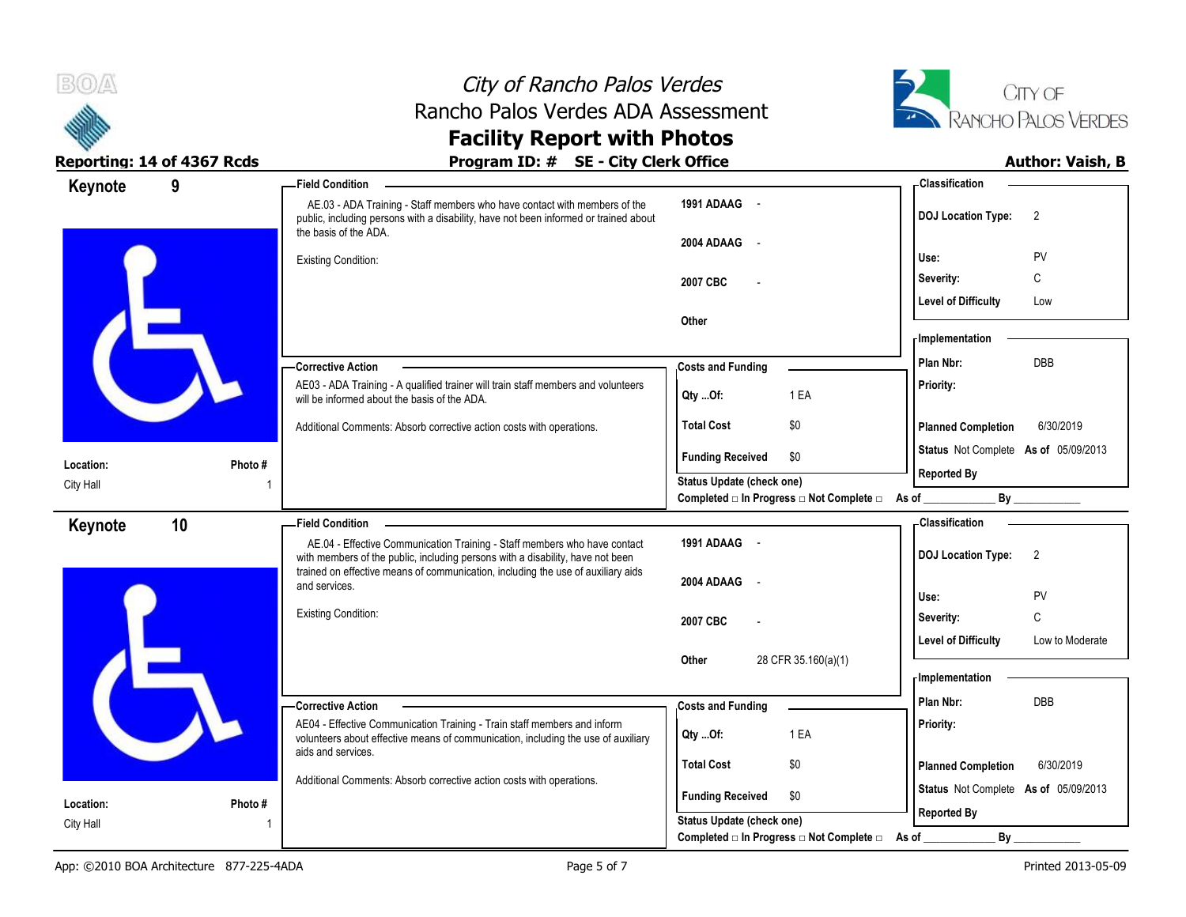# City of Rancho Palos Verdes
## Rancho Palos Verdes ADA Assessment
## Facility Report with Photos

**Reporting: 14 of 4367 Rcds** | **Program ID: # SE - City Clerk Office** | **Author: Vaish, B**

---

## Keynote 9

**Location:** City Hall
**Photo #** 1

**Field Condition**

AE.03 - ADA Training - Staff members who have contact with members of the public, including persons with a disability, have not been informed or trained about the basis of the ADA.

Existing Condition:

| | |
|---|---|
| 1991 ADAAG | - |
| 2004 ADAAG | - |
| 2007 CBC | - |
| Other | |

**Corrective Action**

AE03 - ADA Training - A qualified trainer will train staff members and volunteers will be informed about the basis of the ADA.

Additional Comments: Absorb corrective action costs with operations.

**Costs and Funding**

| | |
|---|---|
| Qty ...Of: | 1 EA |
| Total Cost | $0 |
| Funding Received | $0 |

Status Update (check one)
Completed □ In Progress □ Not Complete □ As of ____________ By ____________

**Classification**

| | |
|---|---|
| DOJ Location Type: | 2 |
| Use: | PV |
| Severity: | C |
| Level of Difficulty | Low |

**Implementation**

| | |
|---|---|
| Plan Nbr: | DBB |
| Priority: | |
| Planned Completion | 6/30/2019 |
| Status | Not Complete As of 05/09/2013 |
| Reported By | |

---

## Keynote 10

**Location:** City Hall
**Photo #** 1

**Field Condition**

AE.04 - Effective Communication Training - Staff members who have contact with members of the public, including persons with a disability, have not been trained on effective means of communication, including the use of auxiliary aids and services.

Existing Condition:

| | |
|---|---|
| 1991 ADAAG | - |
| 2004 ADAAG | - |
| 2007 CBC | - |
| Other | 28 CFR 35.160(a)(1) |

**Corrective Action**

AE04 - Effective Communication Training - Train staff members and inform volunteers about effective means of communication, including the use of auxiliary aids and services.

Additional Comments: Absorb corrective action costs with operations.

**Costs and Funding**

| | |
|---|---|
| Qty ...Of: | 1 EA |
| Total Cost | $0 |
| Funding Received | $0 |

Status Update (check one)
Completed □ In Progress □ Not Complete □ As of ____________ By ____________

**Classification**

| | |
|---|---|
| DOJ Location Type: | 2 |
| Use: | PV |
| Severity: | C |
| Level of Difficulty | Low to Moderate |

**Implementation**

| | |
|---|---|
| Plan Nbr: | DBB |
| Priority: | |
| Planned Completion | 6/30/2019 |
| Status | Not Complete As of 05/09/2013 |
| Reported By | |

App: ©2010 BOA Architecture 877-225-4ADA | Printed 2013-05-09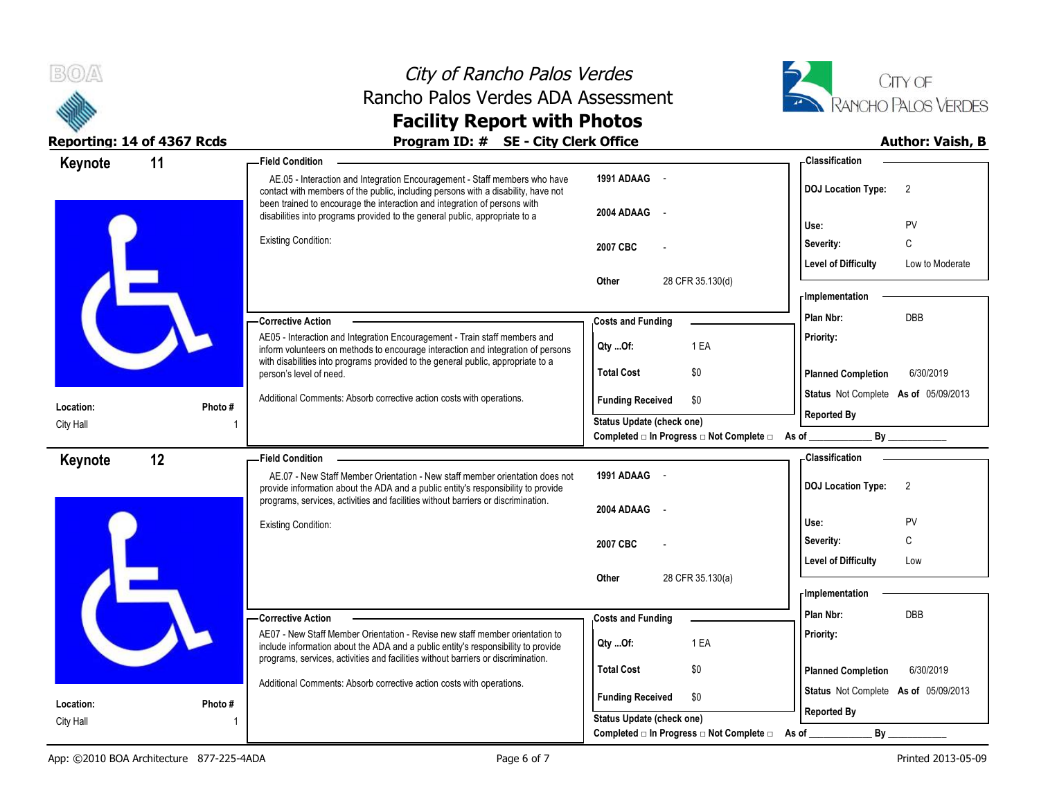# City of Rancho Palos Verdes
## Rancho Palos Verdes ADA Assessment
## Facility Report with Photos

**Reporting: 14 of 4367 Rcds** | **Program ID: # SE - City Clerk Office** | **Author: Vaish, B**

---

## Keynote 11

**Location:** City Hall
**Photo #:** 1

**Field Condition**

AE.05 - Interaction and Integration Encouragement - Staff members who have contact with members of the public, including persons with a disability, have not been trained to encourage the interaction and integration of persons with disabilities into programs provided to the general public, appropriate to a

Existing Condition:

| | |
|---|---|
| 1991 ADAAG | - |
| 2004 ADAAG | - |
| 2007 CBC | - |
| Other | 28 CFR 35.130(d) |

**Corrective Action**

AE05 - Interaction and Integration Encouragement - Train staff members and inform volunteers on methods to encourage interaction and integration of persons with disabilities into programs provided to the general public, appropriate to a person's level of need.

Additional Comments: Absorb corrective action costs with operations.

**Costs and Funding**

| | |
|---|---|
| Qty ...Of: | 1 EA |
| Total Cost | $0 |
| Funding Received | $0 |

Status Update (check one)
Completed □ In Progress □ Not Complete □ As of ____________ By ____________

**Classification**

| | |
|---|---|
| DOJ Location Type: | 2 |
| Use: | PV |
| Severity: | C |
| Level of Difficulty | Low to Moderate |

**Implementation**

| | |
|---|---|
| Plan Nbr: | DBB |
| Priority: | |
| Planned Completion | 6/30/2019 |
| Status | Not Complete As of 05/09/2013 |
| Reported By | |

---

## Keynote 12

**Location:** City Hall
**Photo #:** 1

**Field Condition**

AE.07 - New Staff Member Orientation - New staff member orientation does not provide information about the ADA and a public entity's responsibility to provide programs, services, activities and facilities without barriers or discrimination.

Existing Condition:

| | |
|---|---|
| 1991 ADAAG | - |
| 2004 ADAAG | - |
| 2007 CBC | - |
| Other | 28 CFR 35.130(a) |

**Corrective Action**

AE07 - New Staff Member Orientation - Revise new staff member orientation to include information about the ADA and a public entity's responsibility to provide programs, services, activities and facilities without barriers or discrimination.

Additional Comments: Absorb corrective action costs with operations.

**Costs and Funding**

| | |
|---|---|
| Qty ...Of: | 1 EA |
| Total Cost | $0 |
| Funding Received | $0 |

Status Update (check one)
Completed □ In Progress □ Not Complete □ As of ____________ By ____________

**Classification**

| | |
|---|---|
| DOJ Location Type: | 2 |
| Use: | PV |
| Severity: | C |
| Level of Difficulty | Low |

**Implementation**

| | |
|---|---|
| Plan Nbr: | DBB |
| Priority: | |
| Planned Completion | 6/30/2019 |
| Status | Not Complete As of 05/09/2013 |
| Reported By | |

App: ©2010 BOA Architecture 877-225-4ADA | Printed 2013-05-09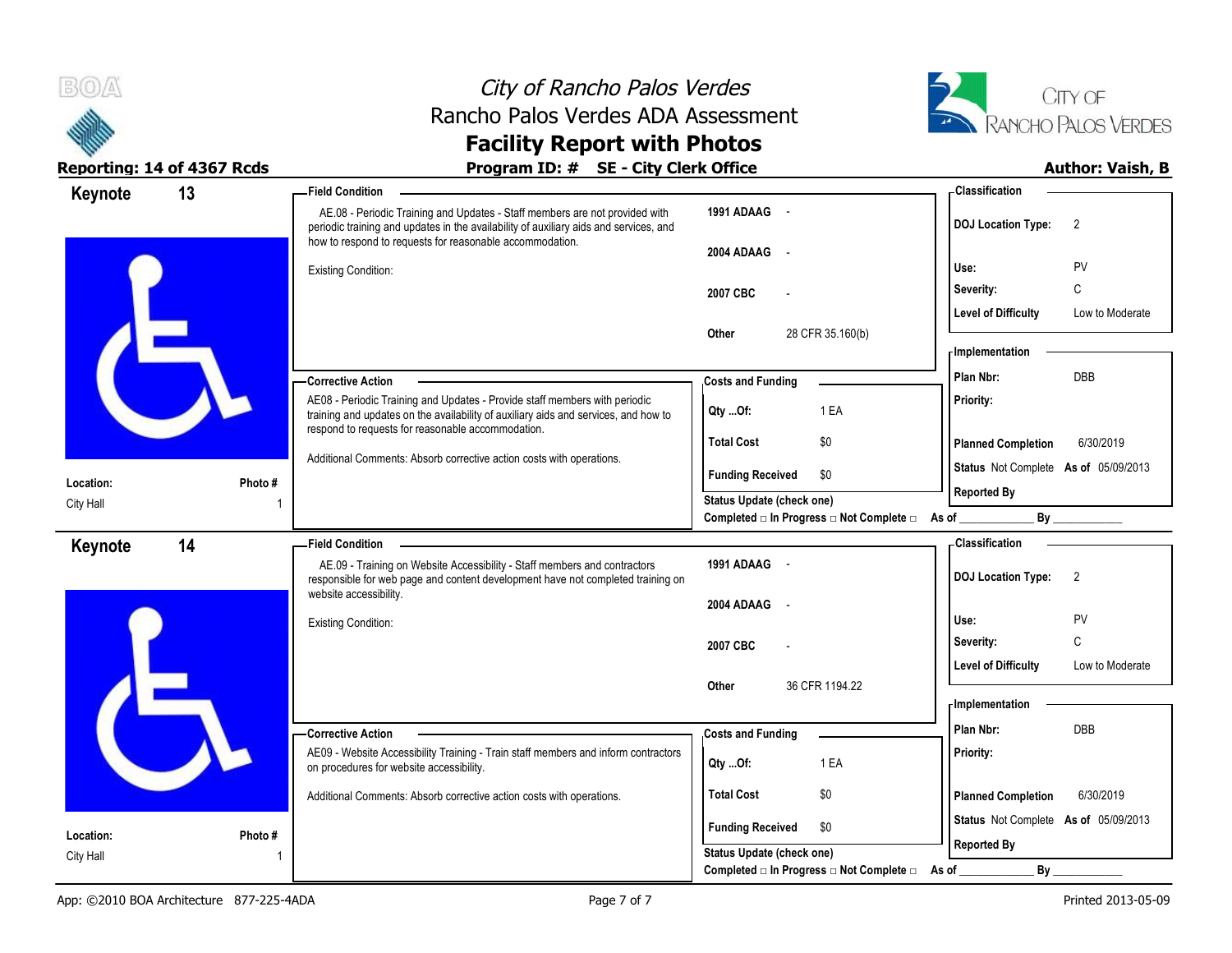# City of Rancho Palos Verdes
## Rancho Palos Verdes ADA Assessment
## Facility Report with Photos

**Reporting: 14 of 4367 Rcds** | **Program ID: # SE - City Clerk Office** | **Author: Vaish, B**

---

## Keynote 13

**Location:** City Hall
**Photo #** 1

**Field Condition**

AE.08 - Periodic Training and Updates - Staff members are not provided with periodic training and updates in the availability of auxiliary aids and services, and how to respond to requests for reasonable accommodation.

Existing Condition:

| | |
|---|---|
| 1991 ADAAG | - |
| 2004 ADAAG | - |
| 2007 CBC | - |
| Other | 28 CFR 35.160(b) |

**Classification**

| | |
|---|---|
| DOJ Location Type: | 2 |
| Use: | PV |
| Severity: | C |
| Level of Difficulty | Low to Moderate |

**Corrective Action**

AE08 - Periodic Training and Updates - Provide staff members with periodic training and updates on the availability of auxiliary aids and services, and how to respond to requests for reasonable accommodation.

Additional Comments: Absorb corrective action costs with operations.

**Costs and Funding**

| | |
|---|---|
| Qty ...Of: | 1 EA |
| Total Cost | $0 |
| Funding Received | $0 |

**Implementation**

| | |
|---|---|
| Plan Nbr: | DBB |
| Priority: | |
| Planned Completion | 6/30/2019 |
| Status | Not Complete As of 05/09/2013 |
| Reported By | |

Status Update (check one)
Completed □ In Progress □ Not Complete □ As of ____________ By ____________

---

## Keynote 14

**Location:** City Hall
**Photo #** 1

**Field Condition**

AE.09 - Training on Website Accessibility - Staff members and contractors responsible for web page and content development have not completed training on website accessibility.

Existing Condition:

| | |
|---|---|
| 1991 ADAAG | - |
| 2004 ADAAG | - |
| 2007 CBC | - |
| Other | 36 CFR 1194.22 |

**Classification**

| | |
|---|---|
| DOJ Location Type: | 2 |
| Use: | PV |
| Severity: | C |
| Level of Difficulty | Low to Moderate |

**Corrective Action**

AE09 - Website Accessibility Training - Train staff members and inform contractors on procedures for website accessibility.

Additional Comments: Absorb corrective action costs with operations.

**Costs and Funding**

| | |
|---|---|
| Qty ...Of: | 1 EA |
| Total Cost | $0 |
| Funding Received | $0 |

**Implementation**

| | |
|---|---|
| Plan Nbr: | DBB |
| Priority: | |
| Planned Completion | 6/30/2019 |
| Status | Not Complete As of 05/09/2013 |
| Reported By | |

Status Update (check one)
Completed □ In Progress □ Not Complete □ As of ____________ By ____________

---

App: ©2010 BOA Architecture 877-225-4ADA | Printed 2013-05-09